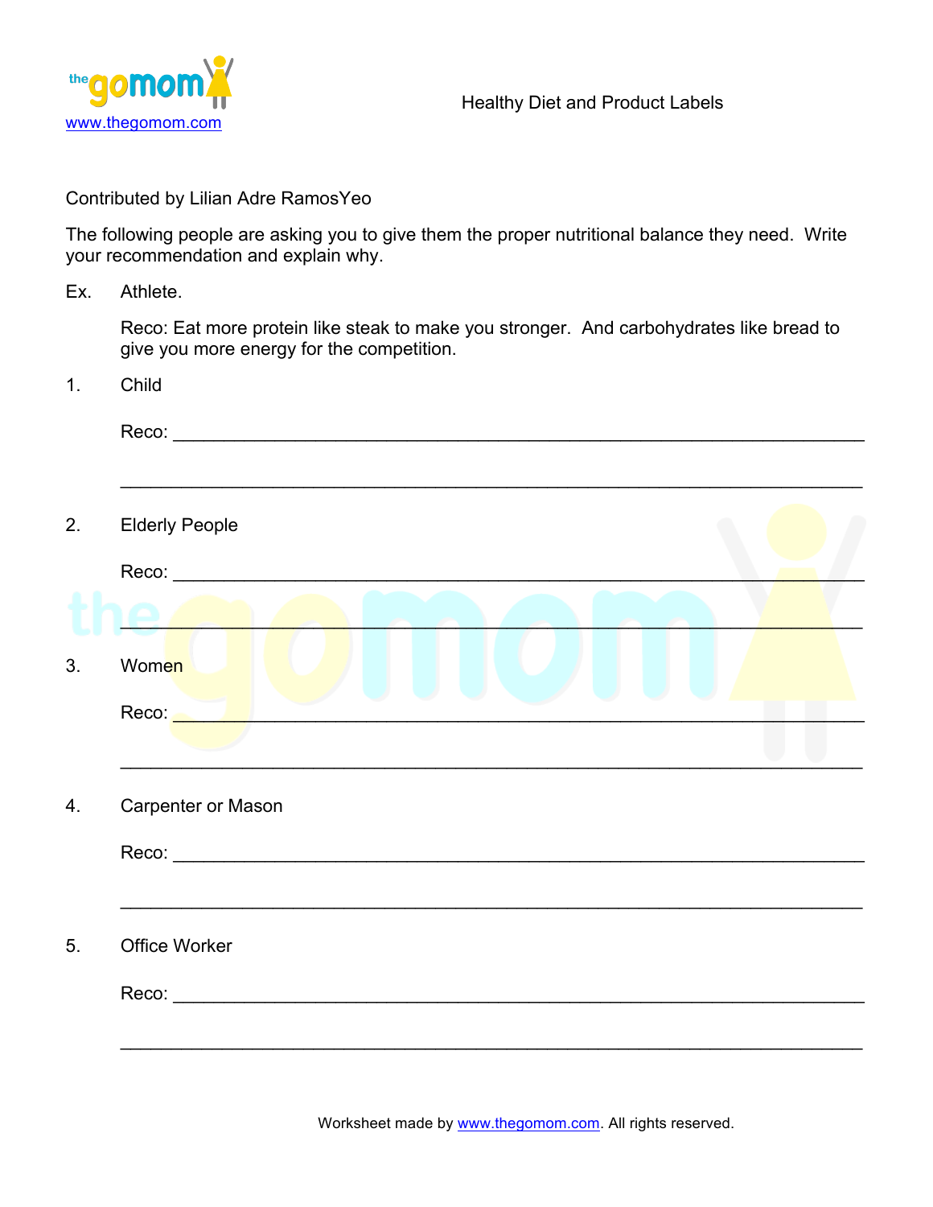# Healthy Diet and Product Labels

Contributed by Lilian Adre RamosYeo

The following people are asking you to give them the proper nutritional balance they need. Write your recommendation and explain why.

Ex. Athlete.

Reco: Eat more protein like steak to make you stronger. And carbohydrates like bread to give you more energy for the competition.

1. Child

   Reco: ______________________________________________________________

   ______________________________________________________________

2. Elderly People

   Reco: ______________________________________________________________

   ______________________________________________________________

3. Women

   Reco: ______________________________________________________________

   ______________________________________________________________

4. Carpenter or Mason

   Reco: ______________________________________________________________

   ______________________________________________________________

5. Office Worker

   Reco: ______________________________________________________________

   ______________________________________________________________

Worksheet made by www.thegomom.com. All rights reserved.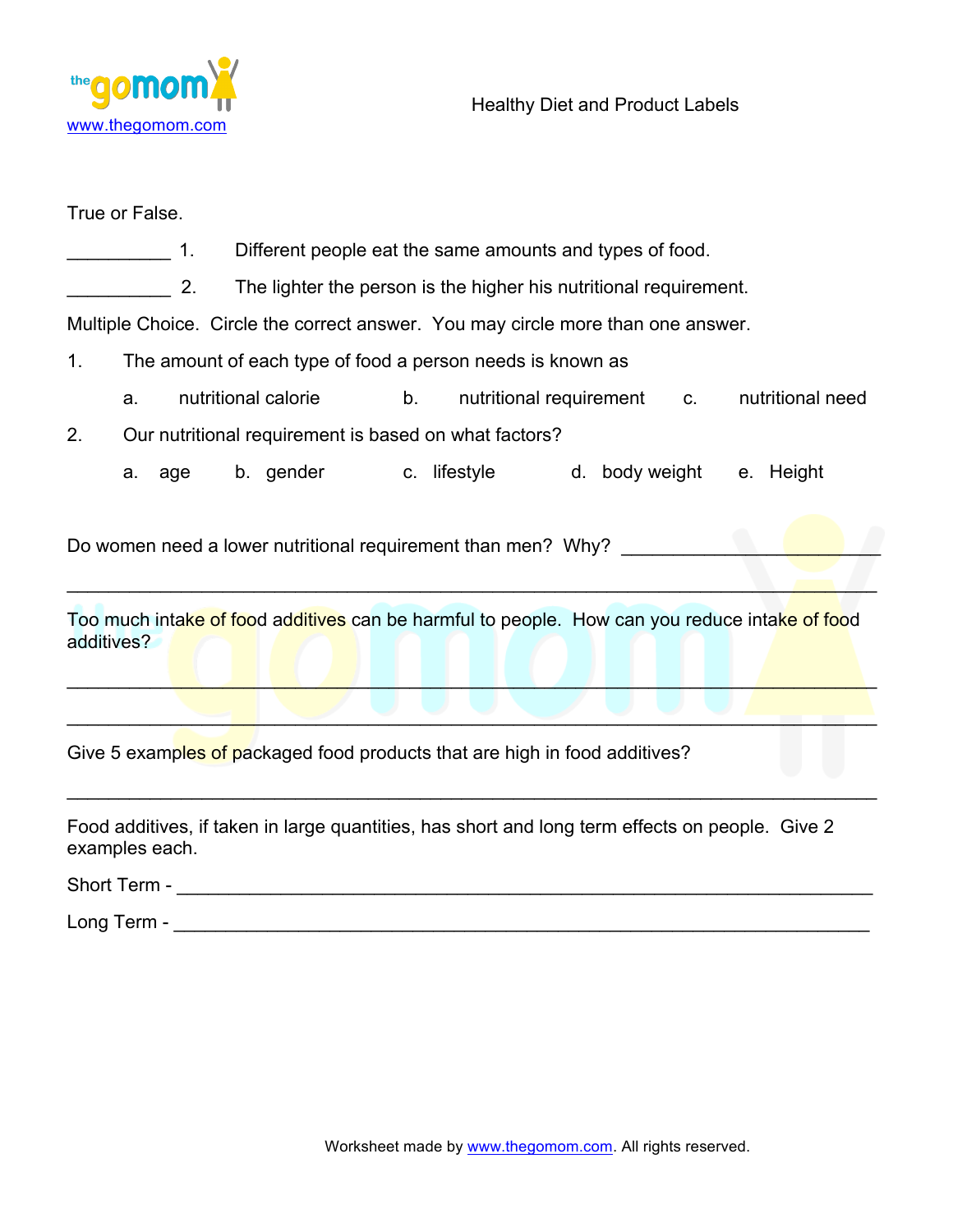Healthy Diet and Product Labels

True or False.

__________ 1. Different people eat the same amounts and types of food.

__________ 2. The lighter the person is the higher his nutritional requirement.

Multiple Choice. Circle the correct answer. You may circle more than one answer.

1. The amount of each type of food a person needs is known as

   a. nutritional calorie   b. nutritional requirement   c. nutritional need

2. Our nutritional requirement is based on what factors?

   a. age   b. gender   c. lifestyle   d. body weight   e. Height

Do women need a lower nutritional requirement than men? Why? ________________________

______________________________________________________________________

Too much intake of food additives can be harmful to people. How can you reduce intake of food additives?

______________________________________________________________________

______________________________________________________________________

Give 5 examples of packaged food products that are high in food additives?

______________________________________________________________________

Food additives, if taken in large quantities, has short and long term effects on people. Give 2 examples each.

Short Term - ___________________________________________________________

Long Term - ___________________________________________________________

Worksheet made by www.thegomom.com. All rights reserved.